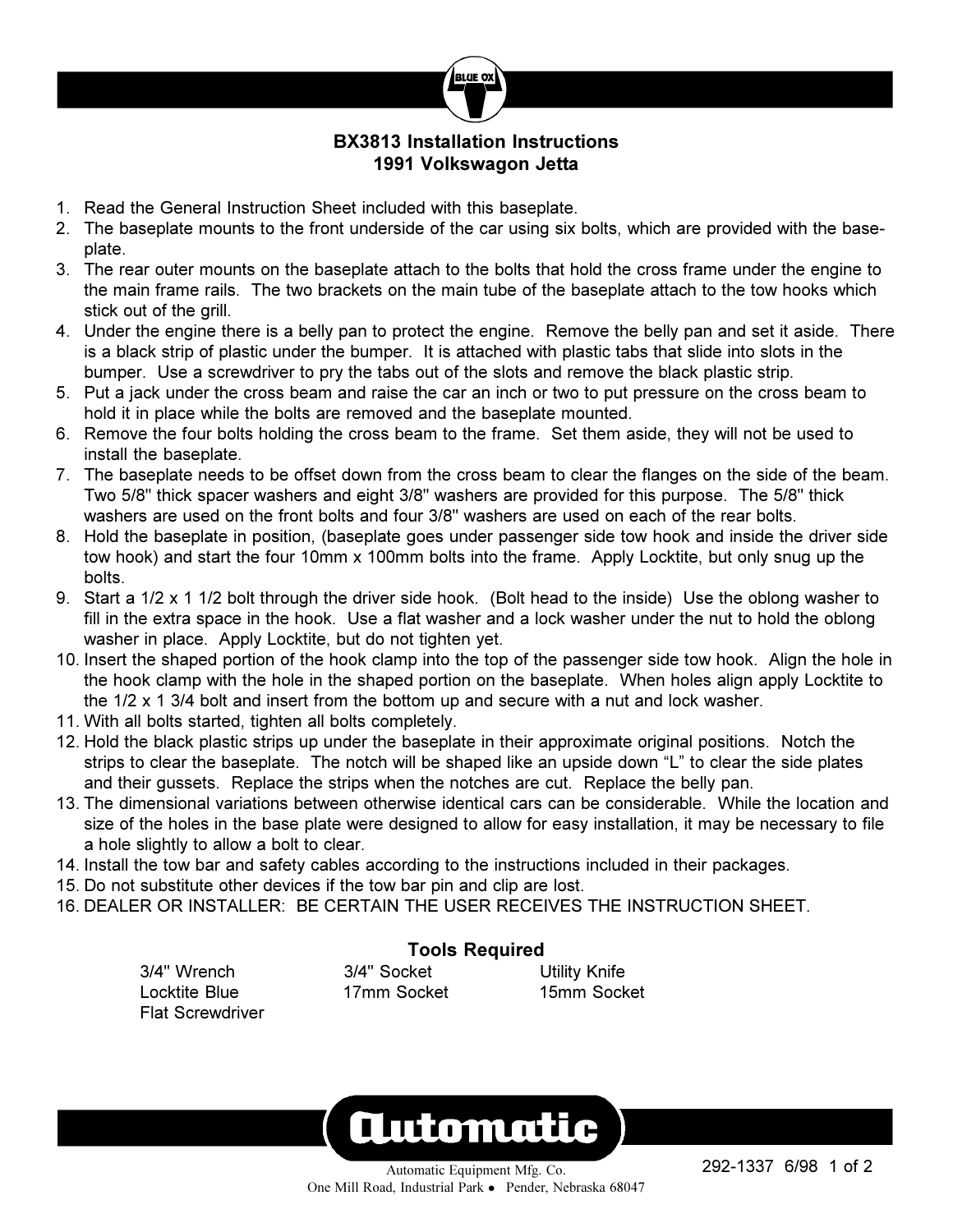# BX3813 Installation Instructions
## 1991 Volkswagon Jetta

1. Read the General Instruction Sheet included with this baseplate.
2. The baseplate mounts to the front underside of the car using six bolts, which are provided with the base-plate.
3. The rear outer mounts on the baseplate attach to the bolts that hold the cross frame under the engine to the main frame rails. The two brackets on the main tube of the baseplate attach to the tow hooks which stick out of the grill.
4. Under the engine there is a belly pan to protect the engine. Remove the belly pan and set it aside. There is a black strip of plastic under the bumper. It is attached with plastic tabs that slide into slots in the bumper. Use a screwdriver to pry the tabs out of the slots and remove the black plastic strip.
5. Put a jack under the cross beam and raise the car an inch or two to put pressure on the cross beam to hold it in place while the bolts are removed and the baseplate mounted.
6. Remove the four bolts holding the cross beam to the frame. Set them aside, they will not be used to install the baseplate.
7. The baseplate needs to be offset down from the cross beam to clear the flanges on the side of the beam. Two 5/8" thick spacer washers and eight 3/8" washers are provided for this purpose. The 5/8" thick washers are used on the front bolts and four 3/8" washers are used on each of the rear bolts.
8. Hold the baseplate in position, (baseplate goes under passenger side tow hook and inside the driver side tow hook) and start the four 10mm x 100mm bolts into the frame. Apply Locktite, but only snug up the bolts.
9. Start a 1/2 x 1 1/2 bolt through the driver side hook. (Bolt head to the inside) Use the oblong washer to fill in the extra space in the hook. Use a flat washer and a lock washer under the nut to hold the oblong washer in place. Apply Locktite, but do not tighten yet.
10. Insert the shaped portion of the hook clamp into the top of the passenger side tow hook. Align the hole in the hook clamp with the hole in the shaped portion on the baseplate. When holes align apply Locktite to the 1/2 x 1 3/4 bolt and insert from the bottom up and secure with a nut and lock washer.
11. With all bolts started, tighten all bolts completely.
12. Hold the black plastic strips up under the baseplate in their approximate original positions. Notch the strips to clear the baseplate. The notch will be shaped like an upside down "L" to clear the side plates and their gussets. Replace the strips when the notches are cut. Replace the belly pan.
13. The dimensional variations between otherwise identical cars can be considerable. While the location and size of the holes in the base plate were designed to allow for easy installation, it may be necessary to file a hole slightly to allow a bolt to clear.
14. Install the tow bar and safety cables according to the instructions included in their packages.
15. Do not substitute other devices if the tow bar pin and clip are lost.
16. DEALER OR INSTALLER: BE CERTAIN THE USER RECEIVES THE INSTRUCTION SHEET.

### Tools Required

| | | |
|---|---|---|
| 3/4" Wrench | 3/4" Socket | Utility Knife |
| Locktite Blue | 17mm Socket | 15mm Socket |
| Flat Screwdriver | | |

Automatic Equipment Mfg. Co.
One Mill Road, Industrial Park • Pender, Nebraska 68047

292-1337 6/98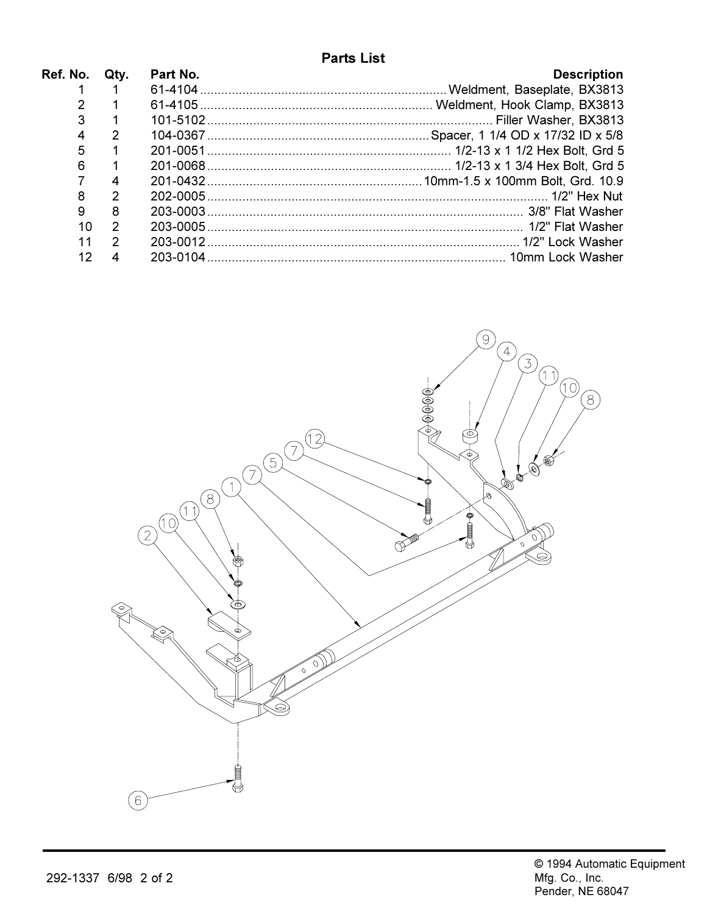## Parts List

| Ref. No. | Qty. | Part No. | Description |
|---|---|---|---|
| 1 | 1 | 61-4104 | Weldment, Baseplate, BX3813 |
| 2 | 1 | 61-4105 | Weldment, Hook Clamp, BX3813 |
| 3 | 1 | 101-5102 | Filler Washer, BX3813 |
| 4 | 2 | 104-0367 | Spacer, 1 1/4 OD x 17/32 ID x 5/8 |
| 5 | 1 | 201-0051 | 1/2-13 x 1 1/2 Hex Bolt, Grd 5 |
| 6 | 1 | 201-0068 | 1/2-13 x 1 3/4 Hex Bolt, Grd 5 |
| 7 | 4 | 201-0432 | 10mm-1.5 x 100mm Bolt, Grd. 10.9 |
| 8 | 2 | 202-0005 | 1/2" Hex Nut |
| 9 | 8 | 203-0003 | 3/8" Flat Washer |
| 10 | 2 | 203-0005 | 1/2" Flat Washer |
| 11 | 2 | 203-0012 | 1/2" Lock Washer |
| 12 | 4 | 203-0104 | 10mm Lock Washer |

9
4
3
11
10
8
12
7
5
7
1
8
11
10
2
6

292-1337 6/98

© 1994 Automatic Equipment Mfg. Co., Inc.
Pender, NE 68047